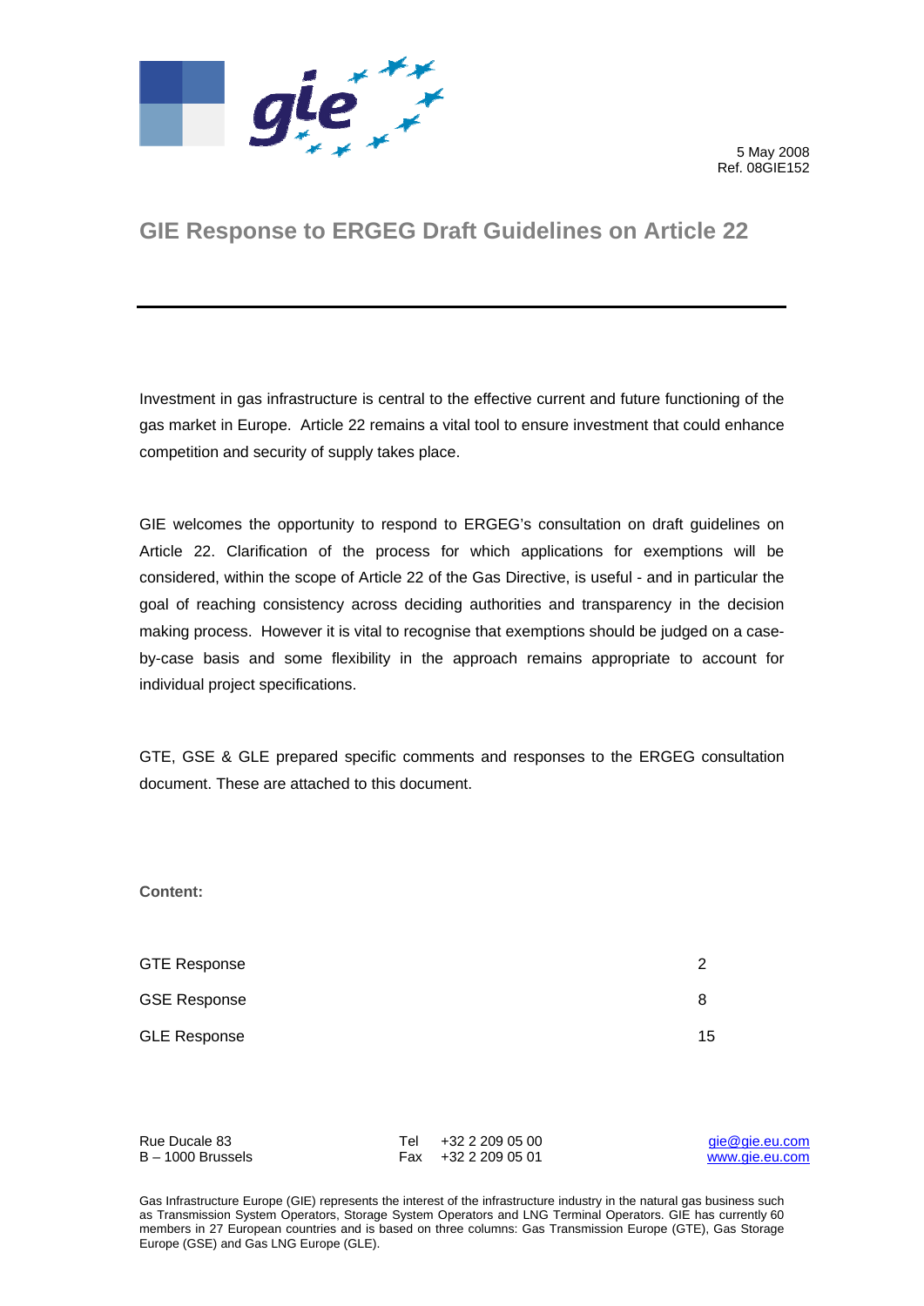5 May 2008
Ref. 08GIE152

# GIE Response to ERGEG Draft Guidelines on Article 22

Investment in gas infrastructure is central to the effective current and future functioning of the gas market in Europe. Article 22 remains a vital tool to ensure investment that could enhance competition and security of supply takes place.

GIE welcomes the opportunity to respond to ERGEG's consultation on draft guidelines on Article 22. Clarification of the process for which applications for exemptions will be considered, within the scope of Article 22 of the Gas Directive, is useful - and in particular the goal of reaching consistency across deciding authorities and transparency in the decision making process. However it is vital to recognise that exemptions should be judged on a case-by-case basis and some flexibility in the approach remains appropriate to account for individual project specifications.

GTE, GSE & GLE prepared specific comments and responses to the ERGEG consultation document. These are attached to this document.

**Content:**

| | |
|---|---|
| GTE Response | 2 |
| GSE Response | 8 |
| GLE Response | 15 |

Rue Ducale 83
B – 1000 Brussels

Tel +32 2 209 05 00
Fax +32 2 209 05 01

gie@gie.eu.com
www.gie.eu.com

Gas Infrastructure Europe (GIE) represents the interest of the infrastructure industry in the natural gas business such as Transmission System Operators, Storage System Operators and LNG Terminal Operators. GIE has currently 60 members in 27 European countries and is based on three columns: Gas Transmission Europe (GTE), Gas Storage Europe (GSE) and Gas LNG Europe (GLE).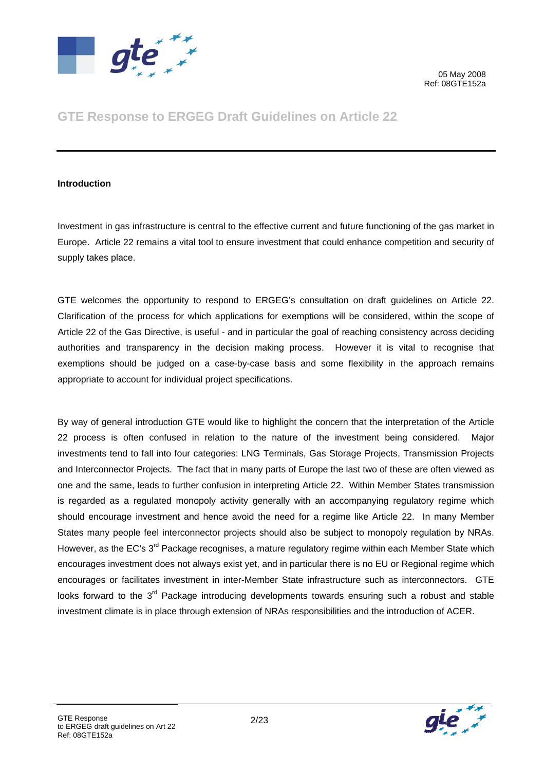05 May 2008
Ref: 08GTE152a

# GTE Response to ERGEG Draft Guidelines on Article 22

**Introduction**

Investment in gas infrastructure is central to the effective current and future functioning of the gas market in Europe. Article 22 remains a vital tool to ensure investment that could enhance competition and security of supply takes place.

GTE welcomes the opportunity to respond to ERGEG's consultation on draft guidelines on Article 22. Clarification of the process for which applications for exemptions will be considered, within the scope of Article 22 of the Gas Directive, is useful - and in particular the goal of reaching consistency across deciding authorities and transparency in the decision making process. However it is vital to recognise that exemptions should be judged on a case-by-case basis and some flexibility in the approach remains appropriate to account for individual project specifications.

By way of general introduction GTE would like to highlight the concern that the interpretation of the Article 22 process is often confused in relation to the nature of the investment being considered. Major investments tend to fall into four categories: LNG Terminals, Gas Storage Projects, Transmission Projects and Interconnector Projects. The fact that in many parts of Europe the last two of these are often viewed as one and the same, leads to further confusion in interpreting Article 22. Within Member States transmission is regarded as a regulated monopoly activity generally with an accompanying regulatory regime which should encourage investment and hence avoid the need for a regime like Article 22. In many Member States many people feel interconnector projects should also be subject to monopoly regulation by NRAs. However, as the EC's 3rd Package recognises, a mature regulatory regime within each Member State which encourages investment does not always exist yet, and in particular there is no EU or Regional regime which encourages or facilitates investment in inter-Member State infrastructure such as interconnectors. GTE looks forward to the 3rd Package introducing developments towards ensuring such a robust and stable investment climate is in place through extension of NRAs responsibilities and the introduction of ACER.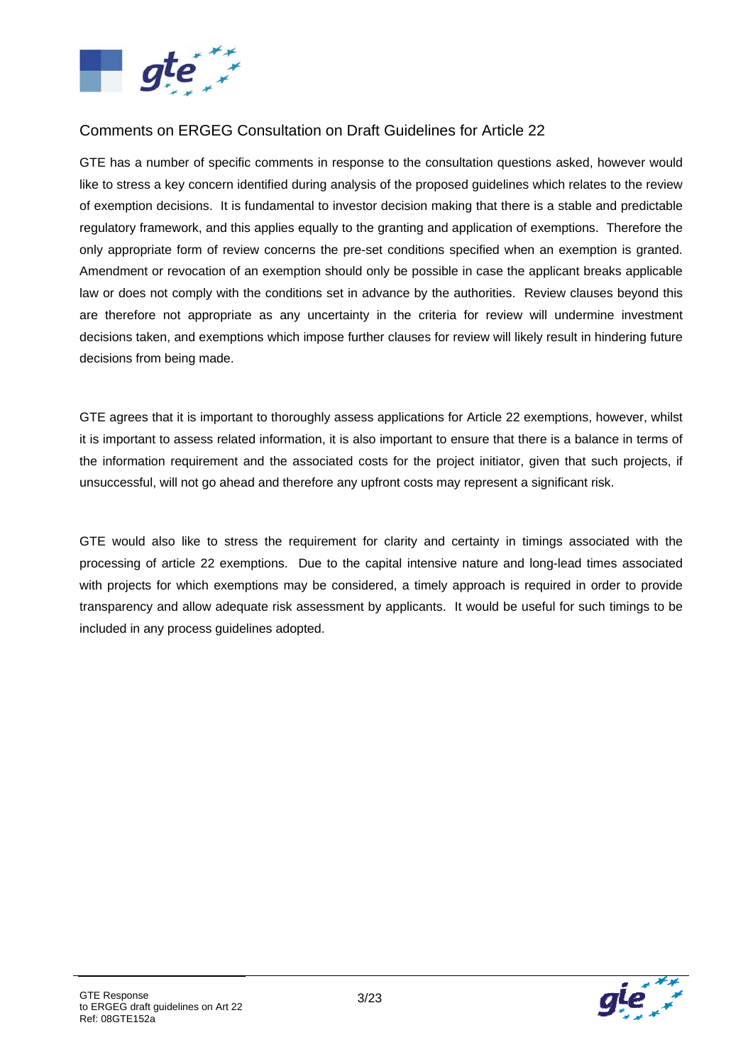## Comments on ERGEG Consultation on Draft Guidelines for Article 22

GTE has a number of specific comments in response to the consultation questions asked, however would like to stress a key concern identified during analysis of the proposed guidelines which relates to the review of exemption decisions. It is fundamental to investor decision making that there is a stable and predictable regulatory framework, and this applies equally to the granting and application of exemptions. Therefore the only appropriate form of review concerns the pre-set conditions specified when an exemption is granted. Amendment or revocation of an exemption should only be possible in case the applicant breaks applicable law or does not comply with the conditions set in advance by the authorities. Review clauses beyond this are therefore not appropriate as any uncertainty in the criteria for review will undermine investment decisions taken, and exemptions which impose further clauses for review will likely result in hindering future decisions from being made.

GTE agrees that it is important to thoroughly assess applications for Article 22 exemptions, however, whilst it is important to assess related information, it is also important to ensure that there is a balance in terms of the information requirement and the associated costs for the project initiator, given that such projects, if unsuccessful, will not go ahead and therefore any upfront costs may represent a significant risk.

GTE would also like to stress the requirement for clarity and certainty in timings associated with the processing of article 22 exemptions. Due to the capital intensive nature and long-lead times associated with projects for which exemptions may be considered, a timely approach is required in order to provide transparency and allow adequate risk assessment by applicants. It would be useful for such timings to be included in any process guidelines adopted.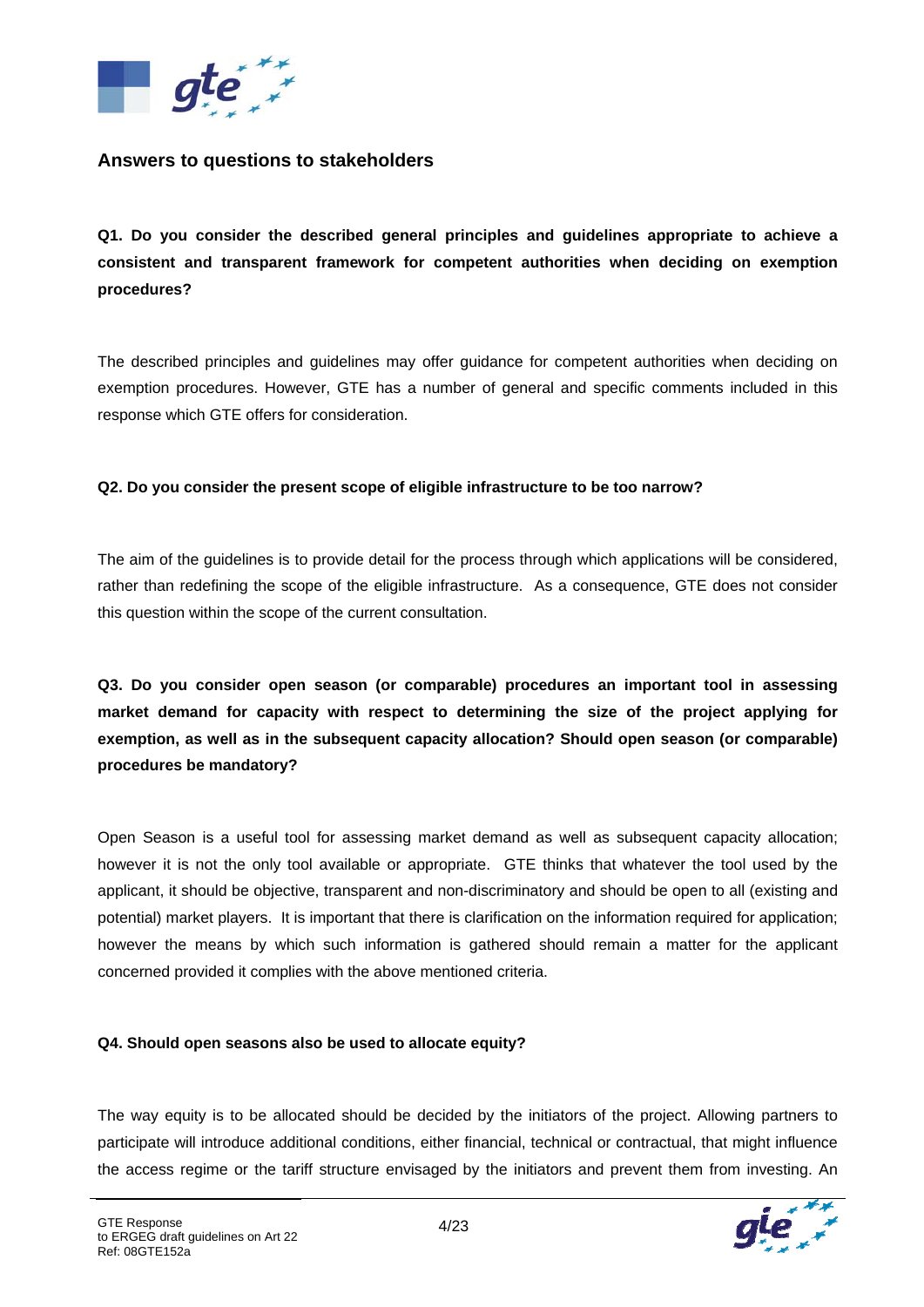## Answers to questions to stakeholders

**Q1. Do you consider the described general principles and guidelines appropriate to achieve a consistent and transparent framework for competent authorities when deciding on exemption procedures?**

The described principles and guidelines may offer guidance for competent authorities when deciding on exemption procedures. However, GTE has a number of general and specific comments included in this response which GTE offers for consideration.

**Q2. Do you consider the present scope of eligible infrastructure to be too narrow?**

The aim of the guidelines is to provide detail for the process through which applications will be considered, rather than redefining the scope of the eligible infrastructure. As a consequence, GTE does not consider this question within the scope of the current consultation.

**Q3. Do you consider open season (or comparable) procedures an important tool in assessing market demand for capacity with respect to determining the size of the project applying for exemption, as well as in the subsequent capacity allocation? Should open season (or comparable) procedures be mandatory?**

Open Season is a useful tool for assessing market demand as well as subsequent capacity allocation; however it is not the only tool available or appropriate. GTE thinks that whatever the tool used by the applicant, it should be objective, transparent and non-discriminatory and should be open to all (existing and potential) market players. It is important that there is clarification on the information required for application; however the means by which such information is gathered should remain a matter for the applicant concerned provided it complies with the above mentioned criteria.

**Q4. Should open seasons also be used to allocate equity?**

The way equity is to be allocated should be decided by the initiators of the project. Allowing partners to participate will introduce additional conditions, either financial, technical or contractual, that might influence the access regime or the tariff structure envisaged by the initiators and prevent them from investing. An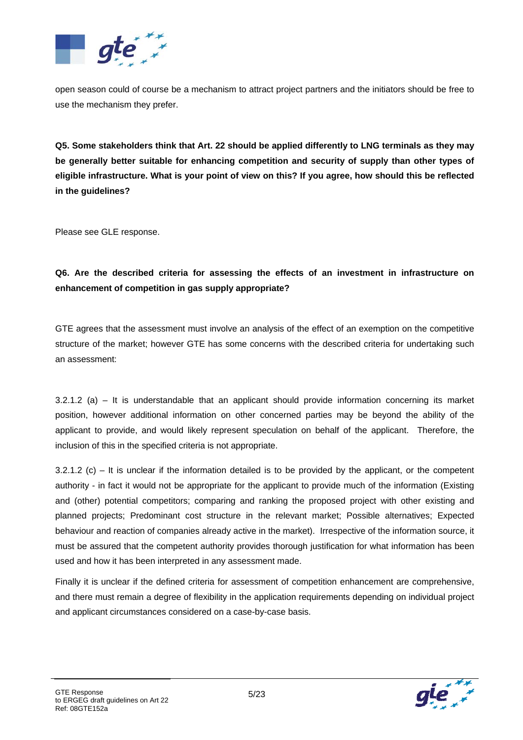open season could of course be a mechanism to attract project partners and the initiators should be free to use the mechanism they prefer.

**Q5. Some stakeholders think that Art. 22 should be applied differently to LNG terminals as they may be generally better suitable for enhancing competition and security of supply than other types of eligible infrastructure. What is your point of view on this? If you agree, how should this be reflected in the guidelines?**

Please see GLE response.

**Q6. Are the described criteria for assessing the effects of an investment in infrastructure on enhancement of competition in gas supply appropriate?**

GTE agrees that the assessment must involve an analysis of the effect of an exemption on the competitive structure of the market; however GTE has some concerns with the described criteria for undertaking such an assessment:

3.2.1.2 (a) – It is understandable that an applicant should provide information concerning its market position, however additional information on other concerned parties may be beyond the ability of the applicant to provide, and would likely represent speculation on behalf of the applicant. Therefore, the inclusion of this in the specified criteria is not appropriate.

3.2.1.2 (c) – It is unclear if the information detailed is to be provided by the applicant, or the competent authority - in fact it would not be appropriate for the applicant to provide much of the information (Existing and (other) potential competitors; comparing and ranking the proposed project with other existing and planned projects; Predominant cost structure in the relevant market; Possible alternatives; Expected behaviour and reaction of companies already active in the market). Irrespective of the information source, it must be assured that the competent authority provides thorough justification for what information has been used and how it has been interpreted in any assessment made.

Finally it is unclear if the defined criteria for assessment of competition enhancement are comprehensive, and there must remain a degree of flexibility in the application requirements depending on individual project and applicant circumstances considered on a case-by-case basis.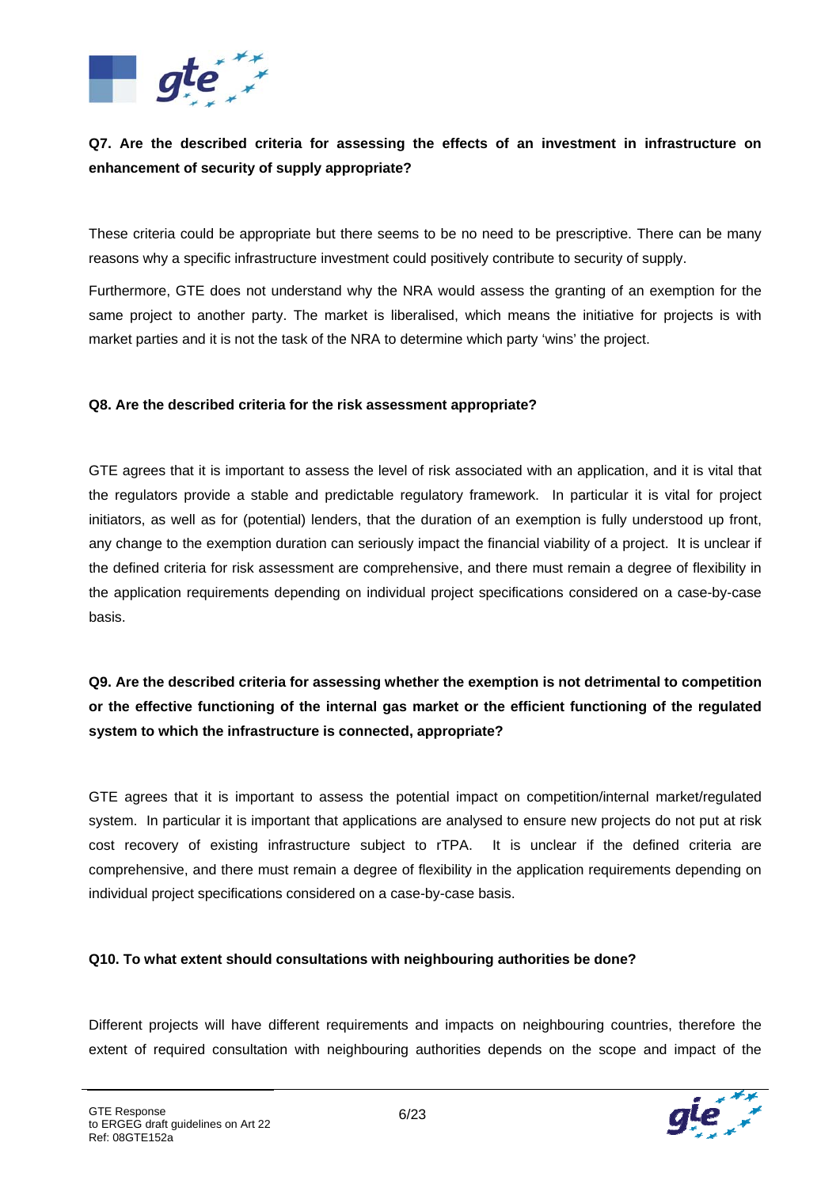**Q7. Are the described criteria for assessing the effects of an investment in infrastructure on enhancement of security of supply appropriate?**

These criteria could be appropriate but there seems to be no need to be prescriptive. There can be many reasons why a specific infrastructure investment could positively contribute to security of supply.

Furthermore, GTE does not understand why the NRA would assess the granting of an exemption for the same project to another party. The market is liberalised, which means the initiative for projects is with market parties and it is not the task of the NRA to determine which party 'wins' the project.

**Q8. Are the described criteria for the risk assessment appropriate?**

GTE agrees that it is important to assess the level of risk associated with an application, and it is vital that the regulators provide a stable and predictable regulatory framework. In particular it is vital for project initiators, as well as for (potential) lenders, that the duration of an exemption is fully understood up front, any change to the exemption duration can seriously impact the financial viability of a project. It is unclear if the defined criteria for risk assessment are comprehensive, and there must remain a degree of flexibility in the application requirements depending on individual project specifications considered on a case-by-case basis.

**Q9. Are the described criteria for assessing whether the exemption is not detrimental to competition or the effective functioning of the internal gas market or the efficient functioning of the regulated system to which the infrastructure is connected, appropriate?**

GTE agrees that it is important to assess the potential impact on competition/internal market/regulated system. In particular it is important that applications are analysed to ensure new projects do not put at risk cost recovery of existing infrastructure subject to rTPA. It is unclear if the defined criteria are comprehensive, and there must remain a degree of flexibility in the application requirements depending on individual project specifications considered on a case-by-case basis.

**Q10. To what extent should consultations with neighbouring authorities be done?**

Different projects will have different requirements and impacts on neighbouring countries, therefore the extent of required consultation with neighbouring authorities depends on the scope and impact of the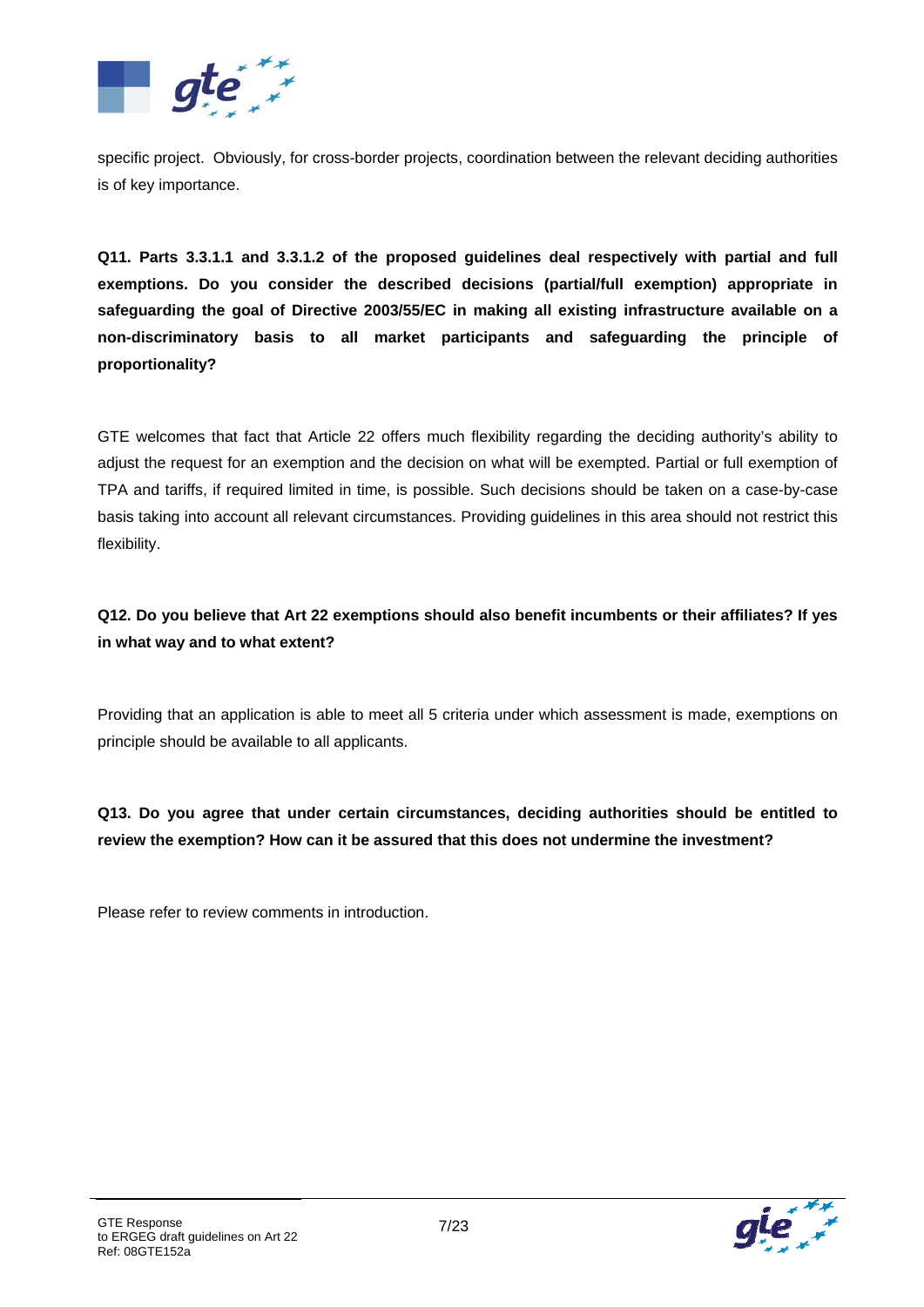specific project. Obviously, for cross-border projects, coordination between the relevant deciding authorities is of key importance.

**Q11. Parts 3.3.1.1 and 3.3.1.2 of the proposed guidelines deal respectively with partial and full exemptions. Do you consider the described decisions (partial/full exemption) appropriate in safeguarding the goal of Directive 2003/55/EC in making all existing infrastructure available on a non-discriminatory basis to all market participants and safeguarding the principle of proportionality?**

GTE welcomes that fact that Article 22 offers much flexibility regarding the deciding authority's ability to adjust the request for an exemption and the decision on what will be exempted. Partial or full exemption of TPA and tariffs, if required limited in time, is possible. Such decisions should be taken on a case-by-case basis taking into account all relevant circumstances. Providing guidelines in this area should not restrict this flexibility.

**Q12. Do you believe that Art 22 exemptions should also benefit incumbents or their affiliates? If yes in what way and to what extent?**

Providing that an application is able to meet all 5 criteria under which assessment is made, exemptions on principle should be available to all applicants.

**Q13. Do you agree that under certain circumstances, deciding authorities should be entitled to review the exemption? How can it be assured that this does not undermine the investment?**

Please refer to review comments in introduction.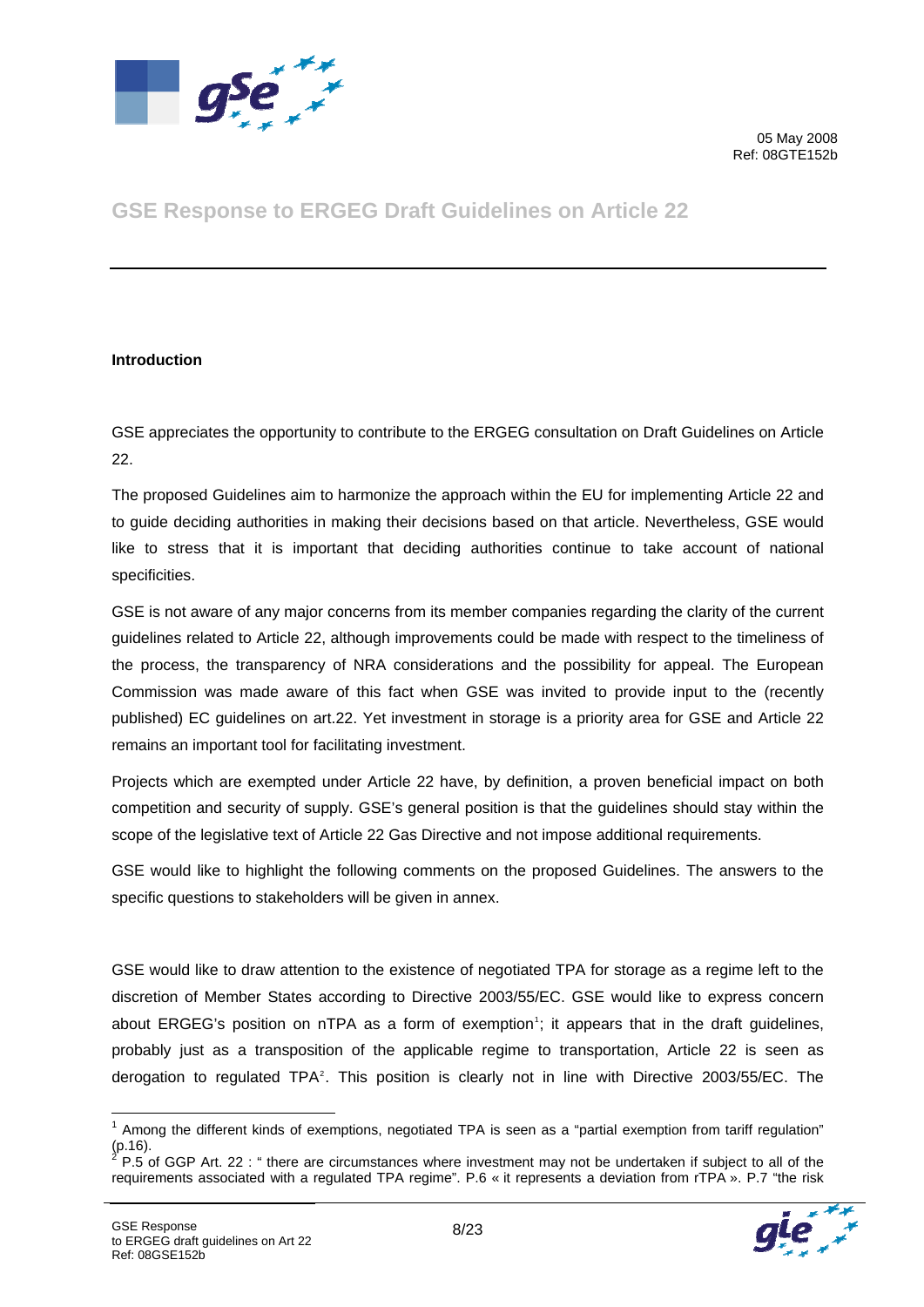05 May 2008
Ref: 08GTE152b

# GSE Response to ERGEG Draft Guidelines on Article 22

**Introduction**

GSE appreciates the opportunity to contribute to the ERGEG consultation on Draft Guidelines on Article 22.

The proposed Guidelines aim to harmonize the approach within the EU for implementing Article 22 and to guide deciding authorities in making their decisions based on that article. Nevertheless, GSE would like to stress that it is important that deciding authorities continue to take account of national specificities.

GSE is not aware of any major concerns from its member companies regarding the clarity of the current guidelines related to Article 22, although improvements could be made with respect to the timeliness of the process, the transparency of NRA considerations and the possibility for appeal. The European Commission was made aware of this fact when GSE was invited to provide input to the (recently published) EC guidelines on art.22. Yet investment in storage is a priority area for GSE and Article 22 remains an important tool for facilitating investment.

Projects which are exempted under Article 22 have, by definition, a proven beneficial impact on both competition and security of supply. GSE's general position is that the guidelines should stay within the scope of the legislative text of Article 22 Gas Directive and not impose additional requirements.

GSE would like to highlight the following comments on the proposed Guidelines. The answers to the specific questions to stakeholders will be given in annex.

GSE would like to draw attention to the existence of negotiated TPA for storage as a regime left to the discretion of Member States according to Directive 2003/55/EC. GSE would like to express concern about ERGEG's position on nTPA as a form of exemption[1]; it appears that in the draft guidelines, probably just as a transposition of the applicable regime to transportation, Article 22 is seen as derogation to regulated TPA[2]. This position is clearly not in line with Directive 2003/55/EC. The

---

[1] Among the different kinds of exemptions, negotiated TPA is seen as a "partial exemption from tariff regulation" (p.16).

[2] P.5 of GGP Art. 22 : " there are circumstances where investment may not be undertaken if subject to all of the requirements associated with a regulated TPA regime". P.6 « it represents a deviation from rTPA ». P.7 "the risk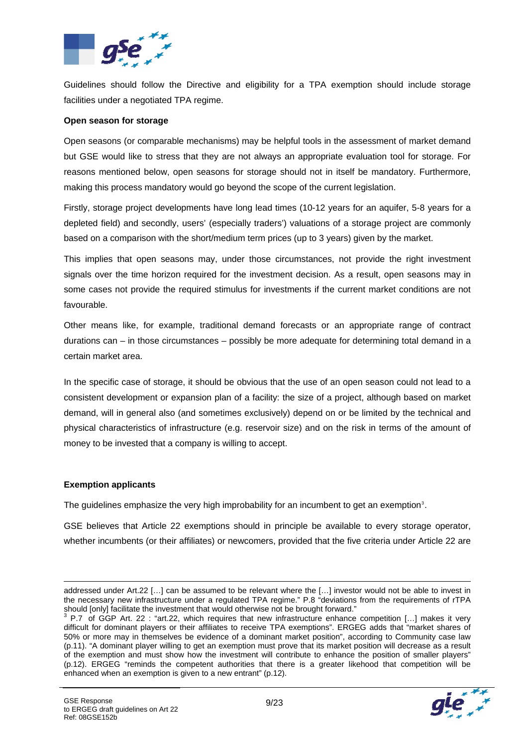Guidelines should follow the Directive and eligibility for a TPA exemption should include storage facilities under a negotiated TPA regime.

**Open season for storage**

Open seasons (or comparable mechanisms) may be helpful tools in the assessment of market demand but GSE would like to stress that they are not always an appropriate evaluation tool for storage. For reasons mentioned below, open seasons for storage should not in itself be mandatory. Furthermore, making this process mandatory would go beyond the scope of the current legislation.

Firstly, storage project developments have long lead times (10-12 years for an aquifer, 5-8 years for a depleted field) and secondly, users' (especially traders') valuations of a storage project are commonly based on a comparison with the short/medium term prices (up to 3 years) given by the market.

This implies that open seasons may, under those circumstances, not provide the right investment signals over the time horizon required for the investment decision. As a result, open seasons may in some cases not provide the required stimulus for investments if the current market conditions are not favourable.

Other means like, for example, traditional demand forecasts or an appropriate range of contract durations can – in those circumstances – possibly be more adequate for determining total demand in a certain market area.

In the specific case of storage, it should be obvious that the use of an open season could not lead to a consistent development or expansion plan of a facility: the size of a project, although based on market demand, will in general also (and sometimes exclusively) depend on or be limited by the technical and physical characteristics of infrastructure (e.g. reservoir size) and on the risk in terms of the amount of money to be invested that a company is willing to accept.

**Exemption applicants**

The guidelines emphasize the very high improbability for an incumbent to get an exemption[3].

GSE believes that Article 22 exemptions should in principle be available to every storage operator, whether incumbents (or their affiliates) or newcomers, provided that the five criteria under Article 22 are

---

addressed under Art.22 […] can be assumed to be relevant where the […] investor would not be able to invest in the necessary new infrastructure under a regulated TPA regime." P.8 "deviations from the requirements of rTPA should [only] facilitate the investment that would otherwise not be brought forward."

[3] P.7 of GGP Art. 22 : "art.22, which requires that new infrastructure enhance competition […] makes it very difficult for dominant players or their affiliates to receive TPA exemptions". ERGEG adds that "market shares of 50% or more may in themselves be evidence of a dominant market position", according to Community case law (p.11). "A dominant player willing to get an exemption must prove that its market position will decrease as a result of the exemption and must show how the investment will contribute to enhance the position of smaller players" (p.12). ERGEG "reminds the competent authorities that there is a greater likehood that competition will be enhanced when an exemption is given to a new entrant" (p.12).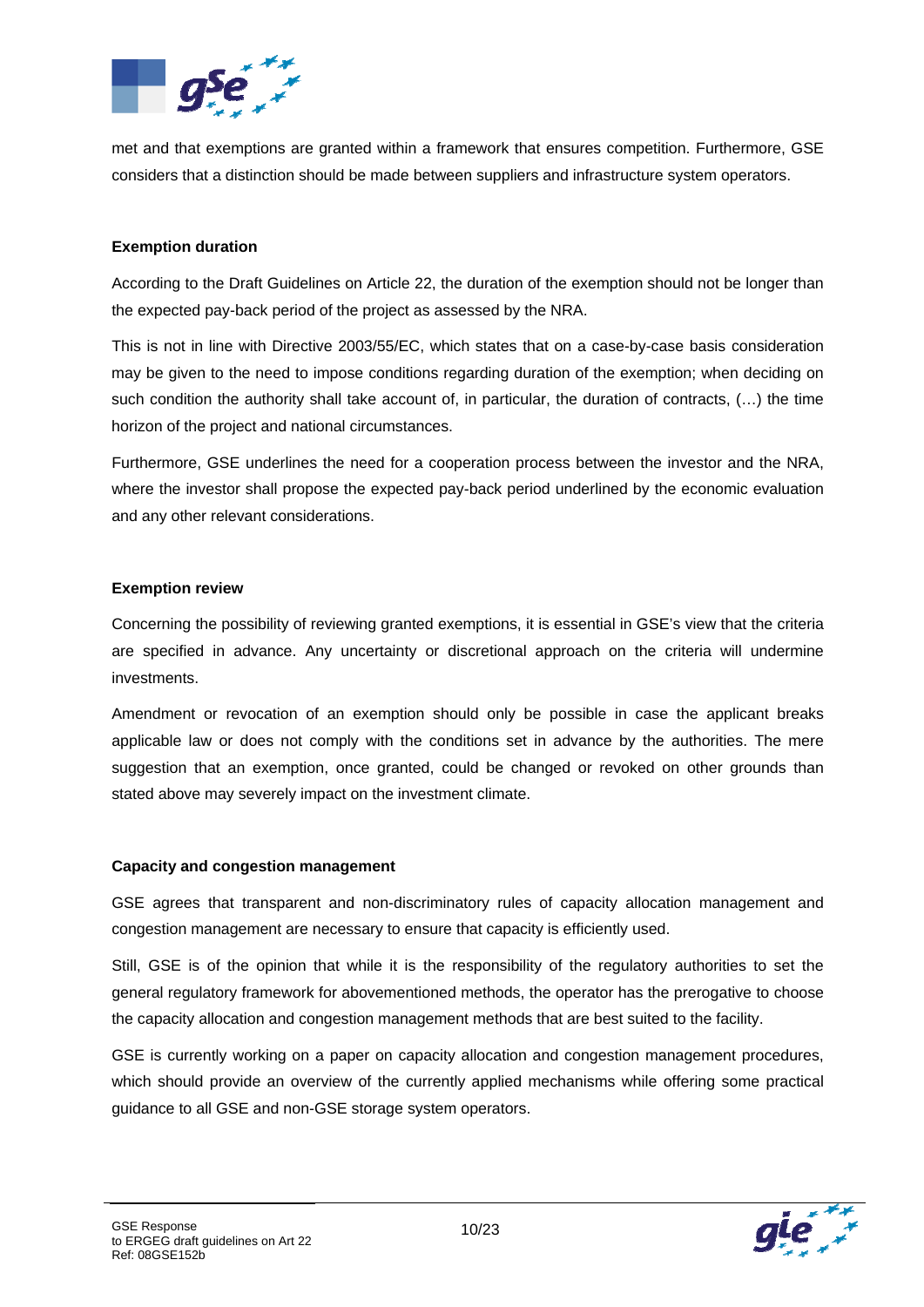met and that exemptions are granted within a framework that ensures competition. Furthermore, GSE considers that a distinction should be made between suppliers and infrastructure system operators.

**Exemption duration**

According to the Draft Guidelines on Article 22, the duration of the exemption should not be longer than the expected pay-back period of the project as assessed by the NRA.

This is not in line with Directive 2003/55/EC, which states that on a case-by-case basis consideration may be given to the need to impose conditions regarding duration of the exemption; when deciding on such condition the authority shall take account of, in particular, the duration of contracts, (…) the time horizon of the project and national circumstances.

Furthermore, GSE underlines the need for a cooperation process between the investor and the NRA, where the investor shall propose the expected pay-back period underlined by the economic evaluation and any other relevant considerations.

**Exemption review**

Concerning the possibility of reviewing granted exemptions, it is essential in GSE's view that the criteria are specified in advance. Any uncertainty or discretional approach on the criteria will undermine investments.

Amendment or revocation of an exemption should only be possible in case the applicant breaks applicable law or does not comply with the conditions set in advance by the authorities. The mere suggestion that an exemption, once granted, could be changed or revoked on other grounds than stated above may severely impact on the investment climate.

**Capacity and congestion management**

GSE agrees that transparent and non-discriminatory rules of capacity allocation management and congestion management are necessary to ensure that capacity is efficiently used.

Still, GSE is of the opinion that while it is the responsibility of the regulatory authorities to set the general regulatory framework for abovementioned methods, the operator has the prerogative to choose the capacity allocation and congestion management methods that are best suited to the facility.

GSE is currently working on a paper on capacity allocation and congestion management procedures, which should provide an overview of the currently applied mechanisms while offering some practical guidance to all GSE and non-GSE storage system operators.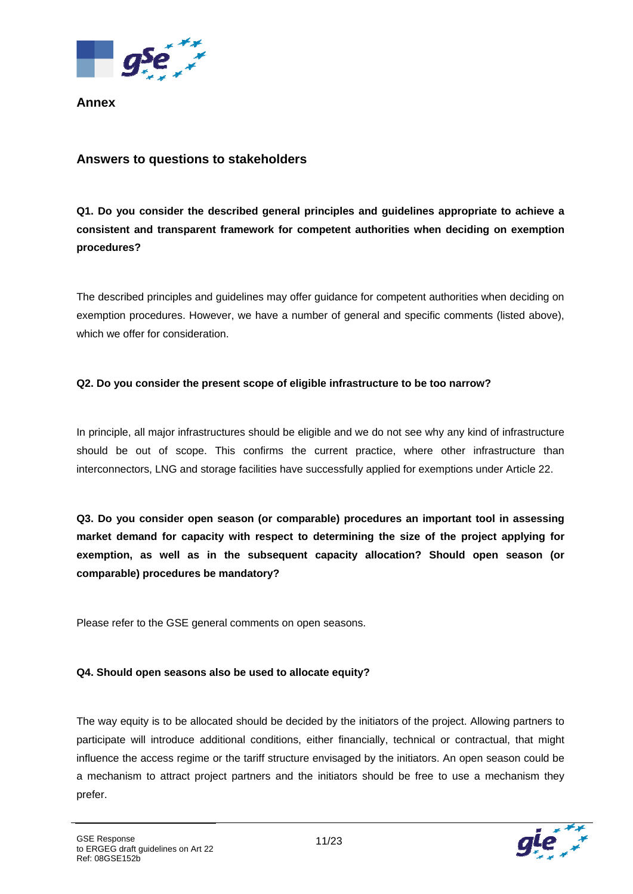## Annex

## Answers to questions to stakeholders

**Q1. Do you consider the described general principles and guidelines appropriate to achieve a consistent and transparent framework for competent authorities when deciding on exemption procedures?**

The described principles and guidelines may offer guidance for competent authorities when deciding on exemption procedures. However, we have a number of general and specific comments (listed above), which we offer for consideration.

**Q2. Do you consider the present scope of eligible infrastructure to be too narrow?**

In principle, all major infrastructures should be eligible and we do not see why any kind of infrastructure should be out of scope. This confirms the current practice, where other infrastructure than interconnectors, LNG and storage facilities have successfully applied for exemptions under Article 22.

**Q3. Do you consider open season (or comparable) procedures an important tool in assessing market demand for capacity with respect to determining the size of the project applying for exemption, as well as in the subsequent capacity allocation? Should open season (or comparable) procedures be mandatory?**

Please refer to the GSE general comments on open seasons.

**Q4. Should open seasons also be used to allocate equity?**

The way equity is to be allocated should be decided by the initiators of the project. Allowing partners to participate will introduce additional conditions, either financially, technical or contractual, that might influence the access regime or the tariff structure envisaged by the initiators. An open season could be a mechanism to attract project partners and the initiators should be free to use a mechanism they prefer.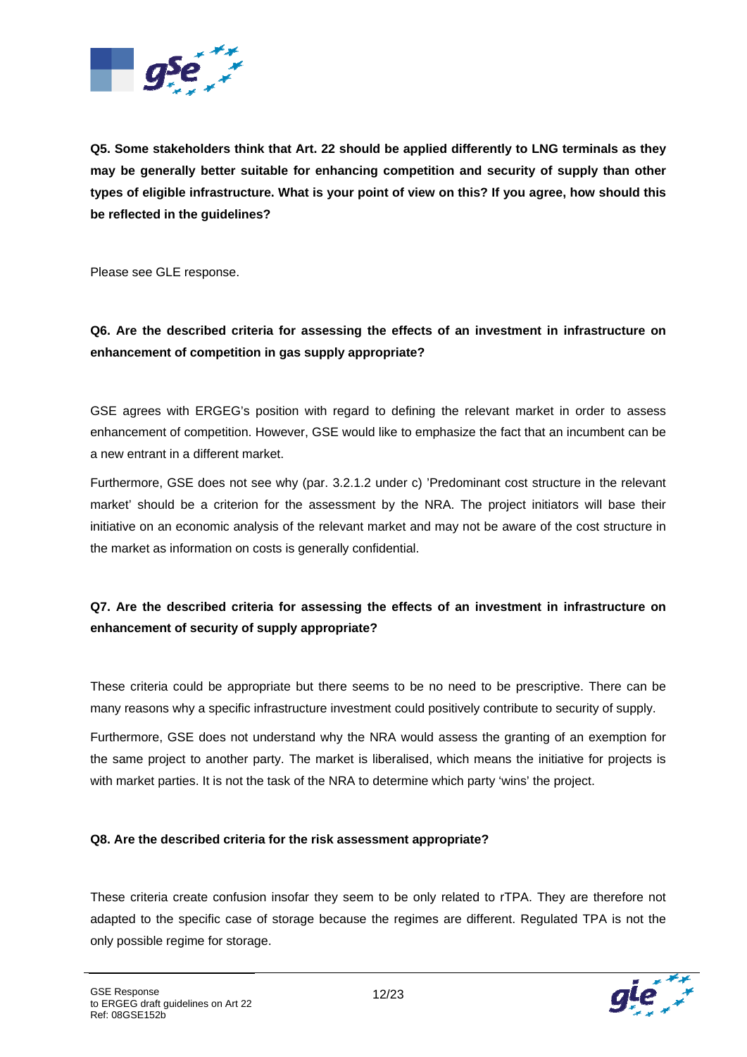**Q5. Some stakeholders think that Art. 22 should be applied differently to LNG terminals as they may be generally better suitable for enhancing competition and security of supply than other types of eligible infrastructure. What is your point of view on this? If you agree, how should this be reflected in the guidelines?**

Please see GLE response.

**Q6. Are the described criteria for assessing the effects of an investment in infrastructure on enhancement of competition in gas supply appropriate?**

GSE agrees with ERGEG's position with regard to defining the relevant market in order to assess enhancement of competition. However, GSE would like to emphasize the fact that an incumbent can be a new entrant in a different market.

Furthermore, GSE does not see why (par. 3.2.1.2 under c) 'Predominant cost structure in the relevant market' should be a criterion for the assessment by the NRA. The project initiators will base their initiative on an economic analysis of the relevant market and may not be aware of the cost structure in the market as information on costs is generally confidential.

**Q7. Are the described criteria for assessing the effects of an investment in infrastructure on enhancement of security of supply appropriate?**

These criteria could be appropriate but there seems to be no need to be prescriptive. There can be many reasons why a specific infrastructure investment could positively contribute to security of supply.

Furthermore, GSE does not understand why the NRA would assess the granting of an exemption for the same project to another party. The market is liberalised, which means the initiative for projects is with market parties. It is not the task of the NRA to determine which party 'wins' the project.

**Q8. Are the described criteria for the risk assessment appropriate?**

These criteria create confusion insofar they seem to be only related to rTPA. They are therefore not adapted to the specific case of storage because the regimes are different. Regulated TPA is not the only possible regime for storage.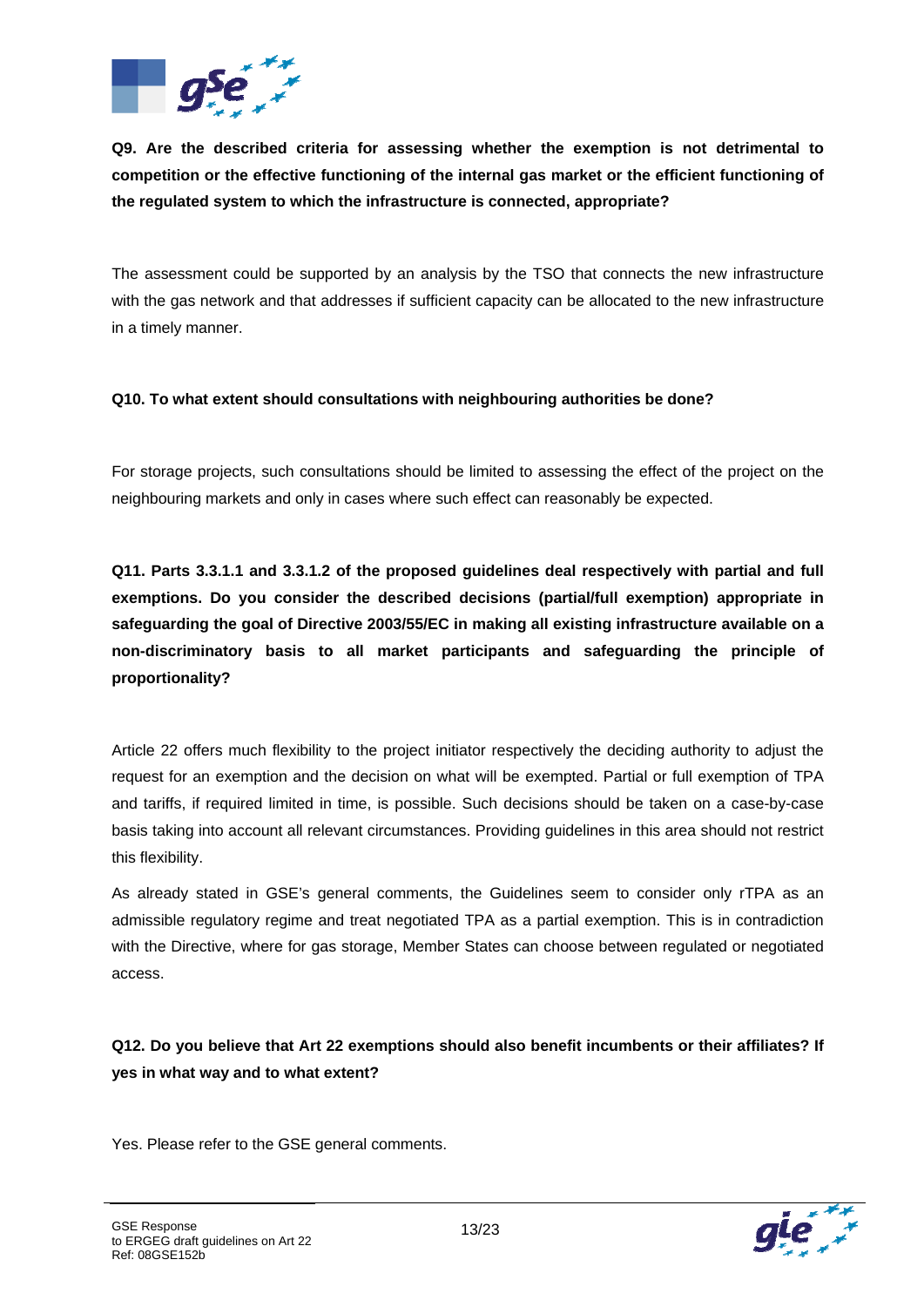**Q9. Are the described criteria for assessing whether the exemption is not detrimental to competition or the effective functioning of the internal gas market or the efficient functioning of the regulated system to which the infrastructure is connected, appropriate?**

The assessment could be supported by an analysis by the TSO that connects the new infrastructure with the gas network and that addresses if sufficient capacity can be allocated to the new infrastructure in a timely manner.

**Q10. To what extent should consultations with neighbouring authorities be done?**

For storage projects, such consultations should be limited to assessing the effect of the project on the neighbouring markets and only in cases where such effect can reasonably be expected.

**Q11. Parts 3.3.1.1 and 3.3.1.2 of the proposed guidelines deal respectively with partial and full exemptions. Do you consider the described decisions (partial/full exemption) appropriate in safeguarding the goal of Directive 2003/55/EC in making all existing infrastructure available on a non-discriminatory basis to all market participants and safeguarding the principle of proportionality?**

Article 22 offers much flexibility to the project initiator respectively the deciding authority to adjust the request for an exemption and the decision on what will be exempted. Partial or full exemption of TPA and tariffs, if required limited in time, is possible. Such decisions should be taken on a case-by-case basis taking into account all relevant circumstances. Providing guidelines in this area should not restrict this flexibility.

As already stated in GSE's general comments, the Guidelines seem to consider only rTPA as an admissible regulatory regime and treat negotiated TPA as a partial exemption. This is in contradiction with the Directive, where for gas storage, Member States can choose between regulated or negotiated access.

**Q12. Do you believe that Art 22 exemptions should also benefit incumbents or their affiliates? If yes in what way and to what extent?**

Yes. Please refer to the GSE general comments.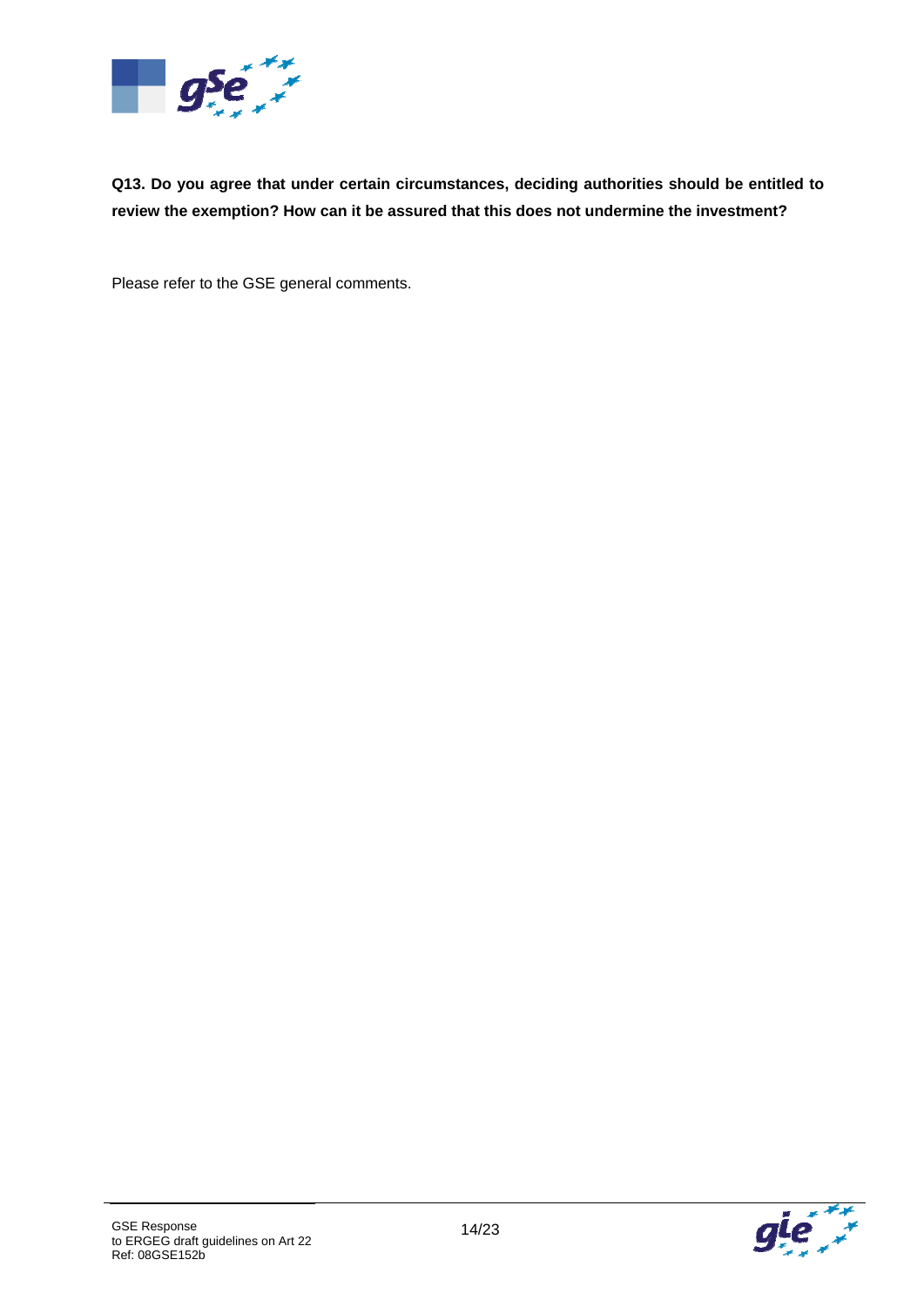**Q13. Do you agree that under certain circumstances, deciding authorities should be entitled to review the exemption? How can it be assured that this does not undermine the investment?**

Please refer to the GSE general comments.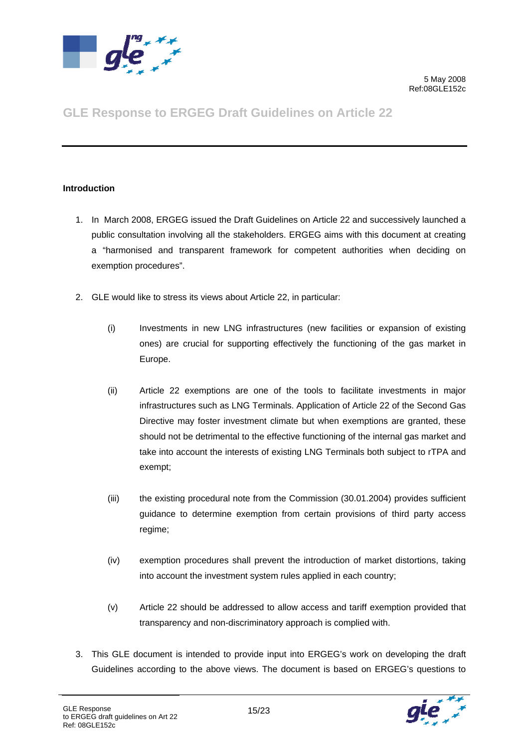5 May 2008
Ref:08GLE152c

# GLE Response to ERGEG Draft Guidelines on Article 22

**Introduction**

1. In March 2008, ERGEG issued the Draft Guidelines on Article 22 and successively launched a public consultation involving all the stakeholders. ERGEG aims with this document at creating a "harmonised and transparent framework for competent authorities when deciding on exemption procedures".

2. GLE would like to stress its views about Article 22, in particular:

   (i) Investments in new LNG infrastructures (new facilities or expansion of existing ones) are crucial for supporting effectively the functioning of the gas market in Europe.

   (ii) Article 22 exemptions are one of the tools to facilitate investments in major infrastructures such as LNG Terminals. Application of Article 22 of the Second Gas Directive may foster investment climate but when exemptions are granted, these should not be detrimental to the effective functioning of the internal gas market and take into account the interests of existing LNG Terminals both subject to rTPA and exempt;

   (iii) the existing procedural note from the Commission (30.01.2004) provides sufficient guidance to determine exemption from certain provisions of third party access regime;

   (iv) exemption procedures shall prevent the introduction of market distortions, taking into account the investment system rules applied in each country;

   (v) Article 22 should be addressed to allow access and tariff exemption provided that transparency and non-discriminatory approach is complied with.

3. This GLE document is intended to provide input into ERGEG's work on developing the draft Guidelines according to the above views. The document is based on ERGEG's questions to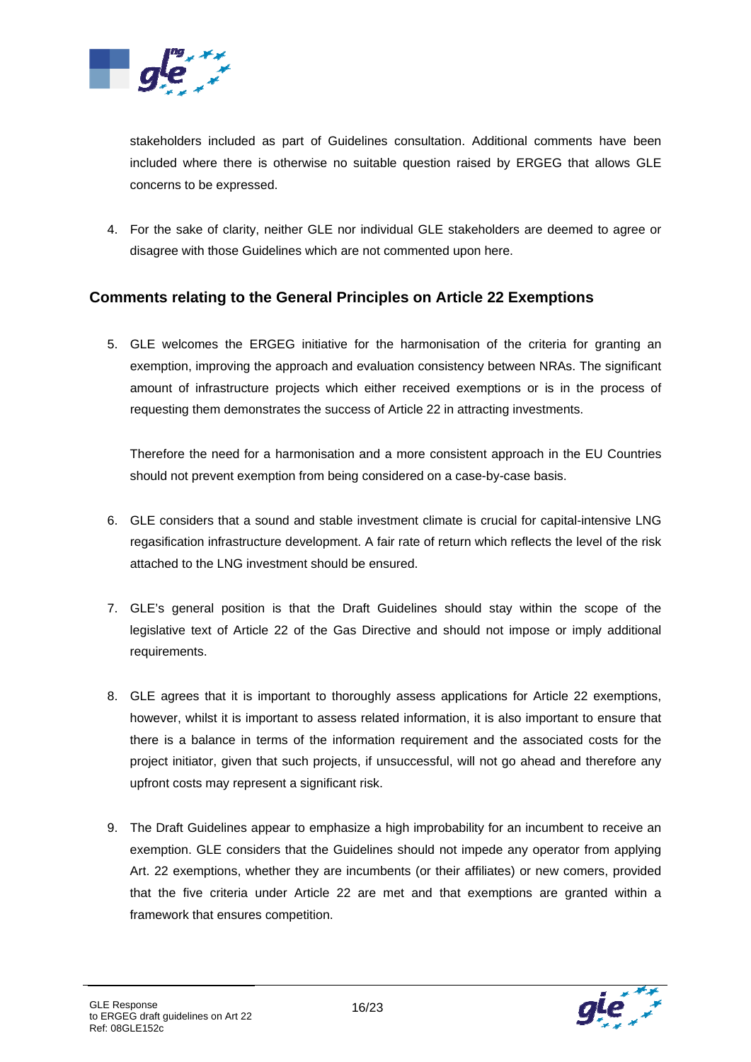stakeholders included as part of Guidelines consultation. Additional comments have been included where there is otherwise no suitable question raised by ERGEG that allows GLE concerns to be expressed.

4. For the sake of clarity, neither GLE nor individual GLE stakeholders are deemed to agree or disagree with those Guidelines which are not commented upon here.

## Comments relating to the General Principles on Article 22 Exemptions

5. GLE welcomes the ERGEG initiative for the harmonisation of the criteria for granting an exemption, improving the approach and evaluation consistency between NRAs. The significant amount of infrastructure projects which either received exemptions or is in the process of requesting them demonstrates the success of Article 22 in attracting investments.

   Therefore the need for a harmonisation and a more consistent approach in the EU Countries should not prevent exemption from being considered on a case-by-case basis.

6. GLE considers that a sound and stable investment climate is crucial for capital-intensive LNG regasification infrastructure development. A fair rate of return which reflects the level of the risk attached to the LNG investment should be ensured.

7. GLE's general position is that the Draft Guidelines should stay within the scope of the legislative text of Article 22 of the Gas Directive and should not impose or imply additional requirements.

8. GLE agrees that it is important to thoroughly assess applications for Article 22 exemptions, however, whilst it is important to assess related information, it is also important to ensure that there is a balance in terms of the information requirement and the associated costs for the project initiator, given that such projects, if unsuccessful, will not go ahead and therefore any upfront costs may represent a significant risk.

9. The Draft Guidelines appear to emphasize a high improbability for an incumbent to receive an exemption. GLE considers that the Guidelines should not impede any operator from applying Art. 22 exemptions, whether they are incumbents (or their affiliates) or new comers, provided that the five criteria under Article 22 are met and that exemptions are granted within a framework that ensures competition.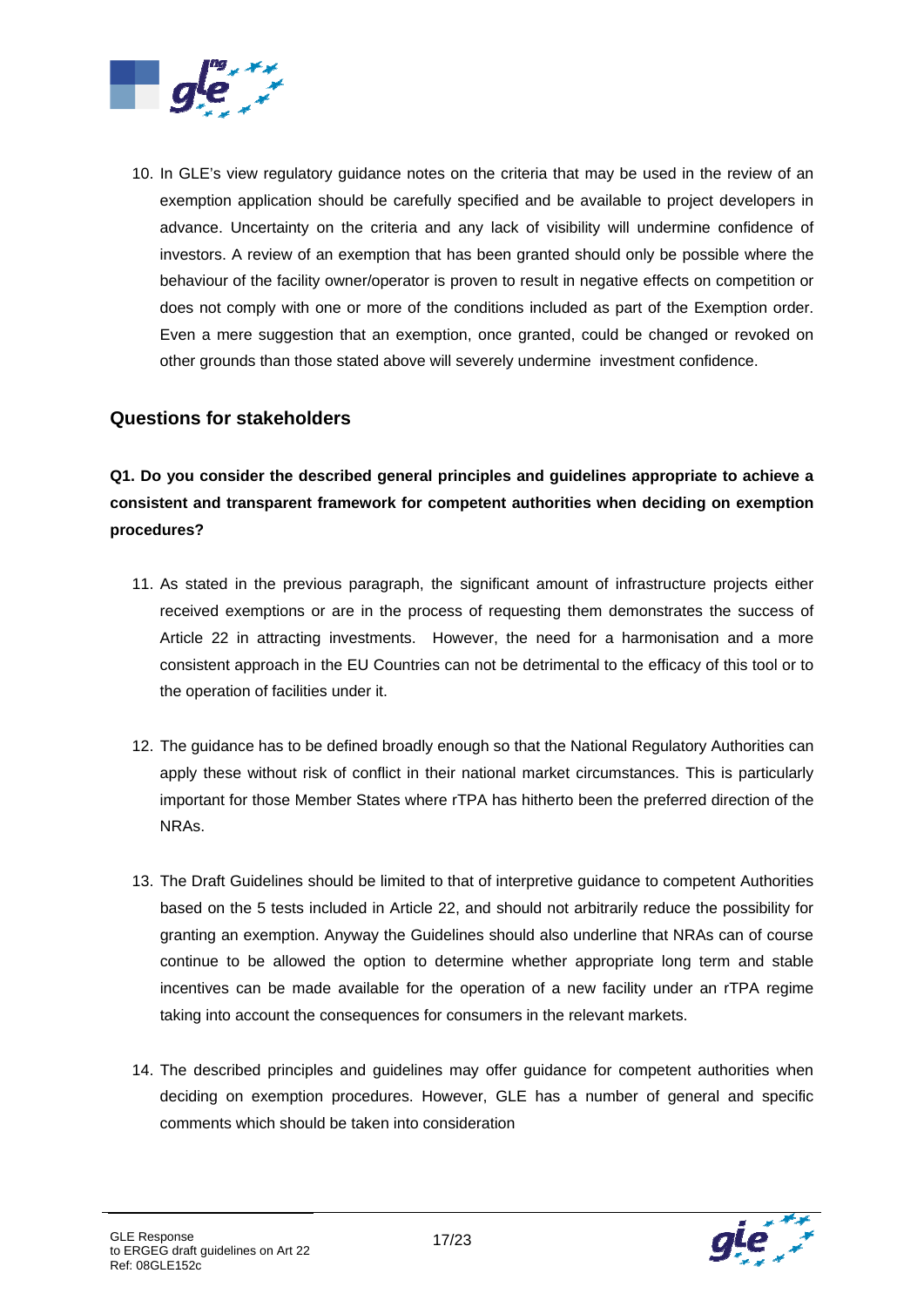10. In GLE's view regulatory guidance notes on the criteria that may be used in the review of an exemption application should be carefully specified and be available to project developers in advance. Uncertainty on the criteria and any lack of visibility will undermine confidence of investors. A review of an exemption that has been granted should only be possible where the behaviour of the facility owner/operator is proven to result in negative effects on competition or does not comply with one or more of the conditions included as part of the Exemption order. Even a mere suggestion that an exemption, once granted, could be changed or revoked on other grounds than those stated above will severely undermine investment confidence.

## Questions for stakeholders

**Q1. Do you consider the described general principles and guidelines appropriate to achieve a consistent and transparent framework for competent authorities when deciding on exemption procedures?**

11. As stated in the previous paragraph, the significant amount of infrastructure projects either received exemptions or are in the process of requesting them demonstrates the success of Article 22 in attracting investments. However, the need for a harmonisation and a more consistent approach in the EU Countries can not be detrimental to the efficacy of this tool or to the operation of facilities under it.

12. The guidance has to be defined broadly enough so that the National Regulatory Authorities can apply these without risk of conflict in their national market circumstances. This is particularly important for those Member States where rTPA has hitherto been the preferred direction of the NRAs.

13. The Draft Guidelines should be limited to that of interpretive guidance to competent Authorities based on the 5 tests included in Article 22, and should not arbitrarily reduce the possibility for granting an exemption. Anyway the Guidelines should also underline that NRAs can of course continue to be allowed the option to determine whether appropriate long term and stable incentives can be made available for the operation of a new facility under an rTPA regime taking into account the consequences for consumers in the relevant markets.

14. The described principles and guidelines may offer guidance for competent authorities when deciding on exemption procedures. However, GLE has a number of general and specific comments which should be taken into consideration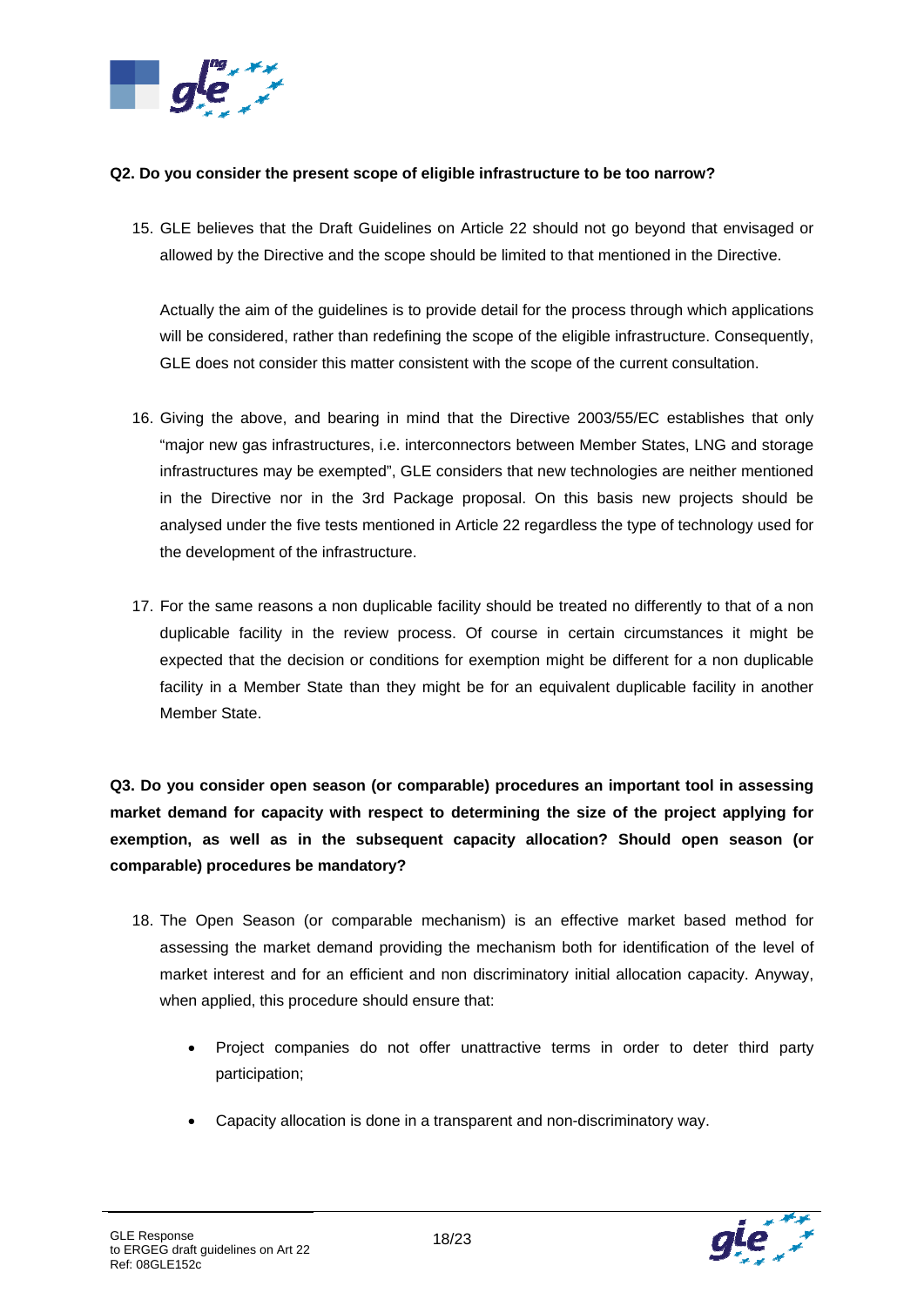**Q2. Do you consider the present scope of eligible infrastructure to be too narrow?**

15. GLE believes that the Draft Guidelines on Article 22 should not go beyond that envisaged or allowed by the Directive and the scope should be limited to that mentioned in the Directive.

    Actually the aim of the guidelines is to provide detail for the process through which applications will be considered, rather than redefining the scope of the eligible infrastructure. Consequently, GLE does not consider this matter consistent with the scope of the current consultation.

16. Giving the above, and bearing in mind that the Directive 2003/55/EC establishes that only "major new gas infrastructures, i.e. interconnectors between Member States, LNG and storage infrastructures may be exempted", GLE considers that new technologies are neither mentioned in the Directive nor in the 3rd Package proposal. On this basis new projects should be analysed under the five tests mentioned in Article 22 regardless the type of technology used for the development of the infrastructure.

17. For the same reasons a non duplicable facility should be treated no differently to that of a non duplicable facility in the review process. Of course in certain circumstances it might be expected that the decision or conditions for exemption might be different for a non duplicable facility in a Member State than they might be for an equivalent duplicable facility in another Member State.

**Q3. Do you consider open season (or comparable) procedures an important tool in assessing market demand for capacity with respect to determining the size of the project applying for exemption, as well as in the subsequent capacity allocation? Should open season (or comparable) procedures be mandatory?**

18. The Open Season (or comparable mechanism) is an effective market based method for assessing the market demand providing the mechanism both for identification of the level of market interest and for an efficient and non discriminatory initial allocation capacity. Anyway, when applied, this procedure should ensure that:

    - Project companies do not offer unattractive terms in order to deter third party participation;
    - Capacity allocation is done in a transparent and non-discriminatory way.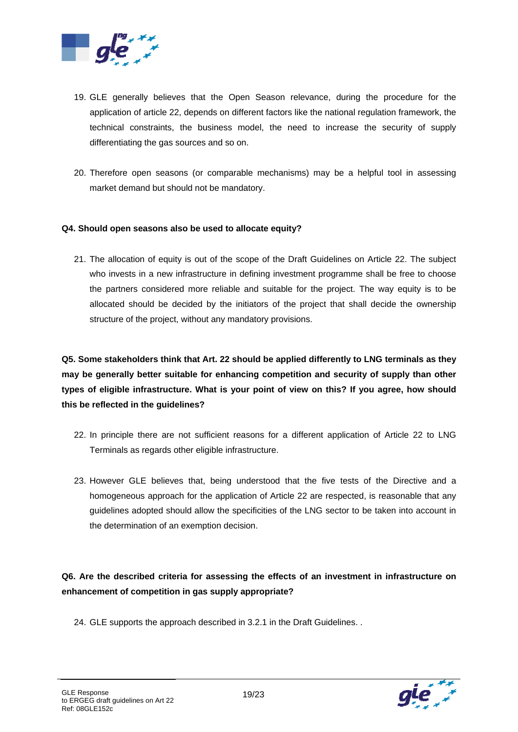19. GLE generally believes that the Open Season relevance, during the procedure for the application of article 22, depends on different factors like the national regulation framework, the technical constraints, the business model, the need to increase the security of supply differentiating the gas sources and so on.

20. Therefore open seasons (or comparable mechanisms) may be a helpful tool in assessing market demand but should not be mandatory.

**Q4. Should open seasons also be used to allocate equity?**

21. The allocation of equity is out of the scope of the Draft Guidelines on Article 22. The subject who invests in a new infrastructure in defining investment programme shall be free to choose the partners considered more reliable and suitable for the project. The way equity is to be allocated should be decided by the initiators of the project that shall decide the ownership structure of the project, without any mandatory provisions.

**Q5. Some stakeholders think that Art. 22 should be applied differently to LNG terminals as they may be generally better suitable for enhancing competition and security of supply than other types of eligible infrastructure. What is your point of view on this? If you agree, how should this be reflected in the guidelines?**

22. In principle there are not sufficient reasons for a different application of Article 22 to LNG Terminals as regards other eligible infrastructure.

23. However GLE believes that, being understood that the five tests of the Directive and a homogeneous approach for the application of Article 22 are respected, is reasonable that any guidelines adopted should allow the specificities of the LNG sector to be taken into account in the determination of an exemption decision.

**Q6. Are the described criteria for assessing the effects of an investment in infrastructure on enhancement of competition in gas supply appropriate?**

24. GLE supports the approach described in 3.2.1 in the Draft Guidelines. .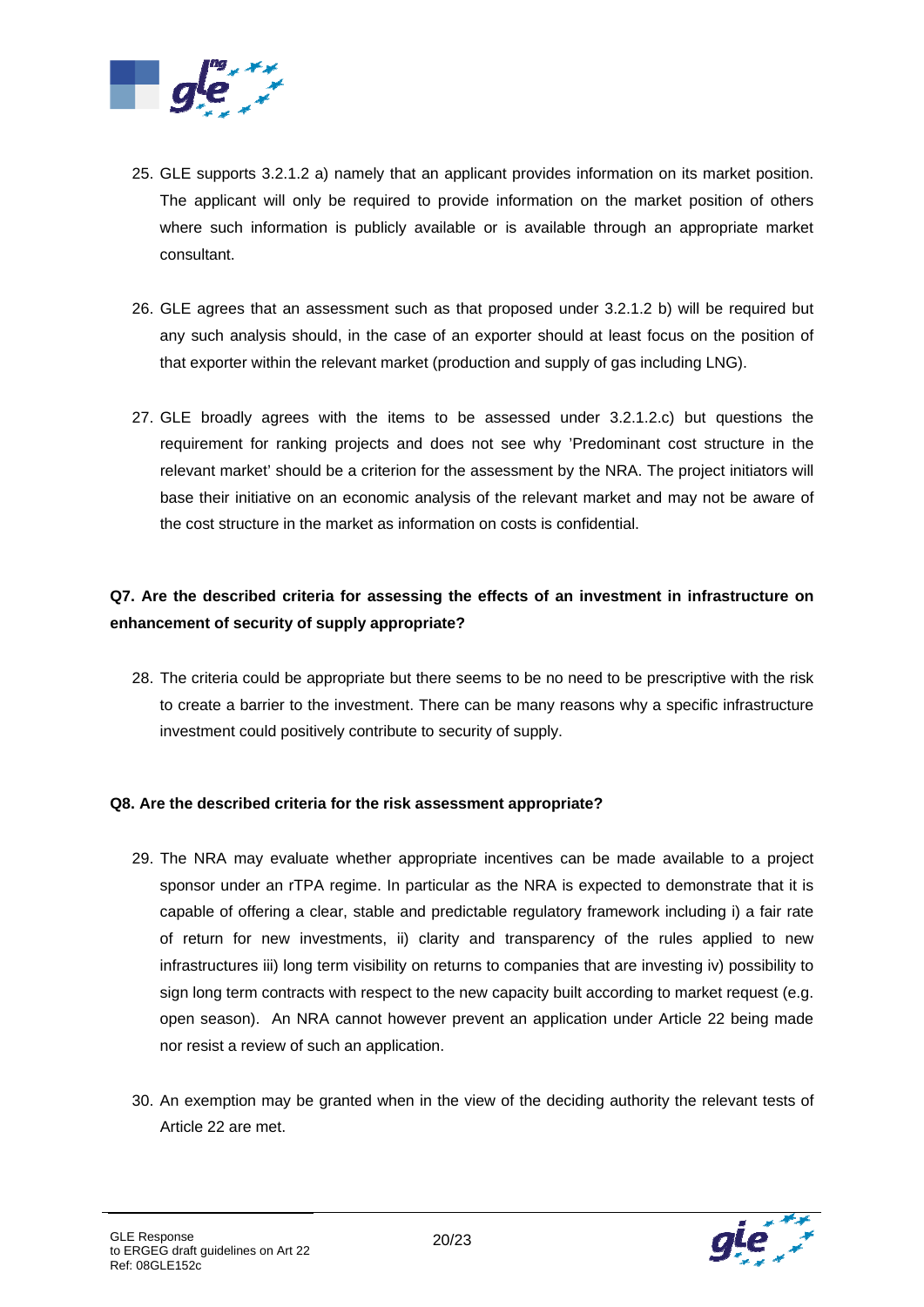25. GLE supports 3.2.1.2 a) namely that an applicant provides information on its market position. The applicant will only be required to provide information on the market position of others where such information is publicly available or is available through an appropriate market consultant.

26. GLE agrees that an assessment such as that proposed under 3.2.1.2 b) will be required but any such analysis should, in the case of an exporter should at least focus on the position of that exporter within the relevant market (production and supply of gas including LNG).

27. GLE broadly agrees with the items to be assessed under 3.2.1.2.c) but questions the requirement for ranking projects and does not see why 'Predominant cost structure in the relevant market' should be a criterion for the assessment by the NRA. The project initiators will base their initiative on an economic analysis of the relevant market and may not be aware of the cost structure in the market as information on costs is confidential.

**Q7. Are the described criteria for assessing the effects of an investment in infrastructure on enhancement of security of supply appropriate?**

28. The criteria could be appropriate but there seems to be no need to be prescriptive with the risk to create a barrier to the investment. There can be many reasons why a specific infrastructure investment could positively contribute to security of supply.

**Q8. Are the described criteria for the risk assessment appropriate?**

29. The NRA may evaluate whether appropriate incentives can be made available to a project sponsor under an rTPA regime. In particular as the NRA is expected to demonstrate that it is capable of offering a clear, stable and predictable regulatory framework including i) a fair rate of return for new investments, ii) clarity and transparency of the rules applied to new infrastructures iii) long term visibility on returns to companies that are investing iv) possibility to sign long term contracts with respect to the new capacity built according to market request (e.g. open season). An NRA cannot however prevent an application under Article 22 being made nor resist a review of such an application.

30. An exemption may be granted when in the view of the deciding authority the relevant tests of Article 22 are met.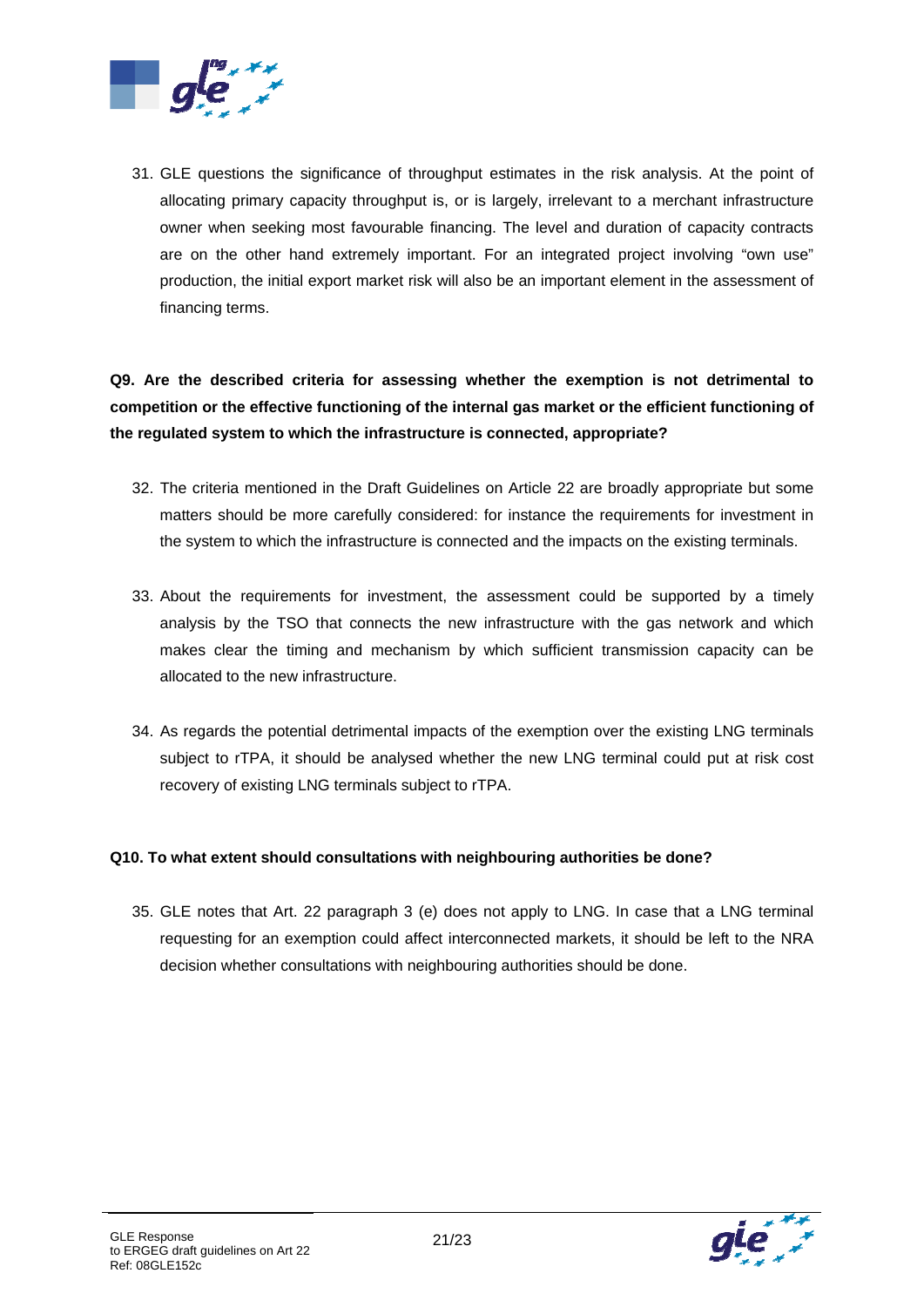31. GLE questions the significance of throughput estimates in the risk analysis. At the point of allocating primary capacity throughput is, or is largely, irrelevant to a merchant infrastructure owner when seeking most favourable financing. The level and duration of capacity contracts are on the other hand extremely important. For an integrated project involving "own use" production, the initial export market risk will also be an important element in the assessment of financing terms.

**Q9. Are the described criteria for assessing whether the exemption is not detrimental to competition or the effective functioning of the internal gas market or the efficient functioning of the regulated system to which the infrastructure is connected, appropriate?**

32. The criteria mentioned in the Draft Guidelines on Article 22 are broadly appropriate but some matters should be more carefully considered: for instance the requirements for investment in the system to which the infrastructure is connected and the impacts on the existing terminals.

33. About the requirements for investment, the assessment could be supported by a timely analysis by the TSO that connects the new infrastructure with the gas network and which makes clear the timing and mechanism by which sufficient transmission capacity can be allocated to the new infrastructure.

34. As regards the potential detrimental impacts of the exemption over the existing LNG terminals subject to rTPA, it should be analysed whether the new LNG terminal could put at risk cost recovery of existing LNG terminals subject to rTPA.

**Q10. To what extent should consultations with neighbouring authorities be done?**

35. GLE notes that Art. 22 paragraph 3 (e) does not apply to LNG. In case that a LNG terminal requesting for an exemption could affect interconnected markets, it should be left to the NRA decision whether consultations with neighbouring authorities should be done.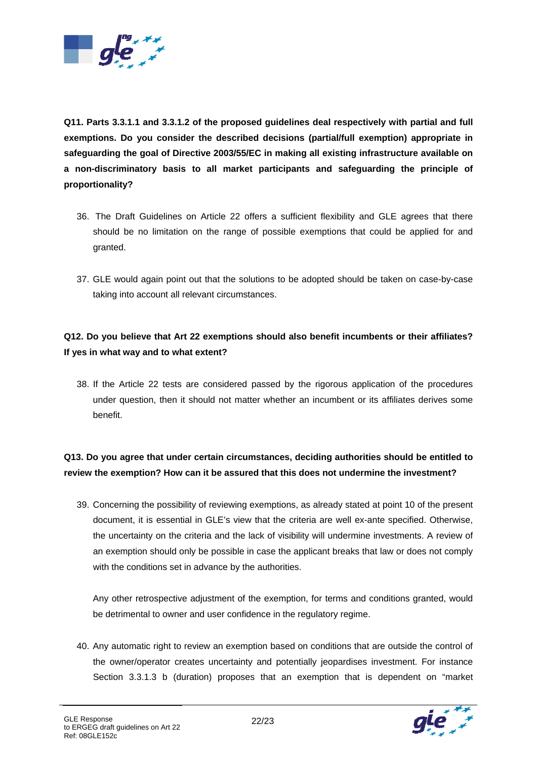**Q11. Parts 3.3.1.1 and 3.3.1.2 of the proposed guidelines deal respectively with partial and full exemptions. Do you consider the described decisions (partial/full exemption) appropriate in safeguarding the goal of Directive 2003/55/EC in making all existing infrastructure available on a non-discriminatory basis to all market participants and safeguarding the principle of proportionality?**

36. The Draft Guidelines on Article 22 offers a sufficient flexibility and GLE agrees that there should be no limitation on the range of possible exemptions that could be applied for and granted.

37. GLE would again point out that the solutions to be adopted should be taken on case-by-case taking into account all relevant circumstances.

**Q12. Do you believe that Art 22 exemptions should also benefit incumbents or their affiliates? If yes in what way and to what extent?**

38. If the Article 22 tests are considered passed by the rigorous application of the procedures under question, then it should not matter whether an incumbent or its affiliates derives some benefit.

**Q13. Do you agree that under certain circumstances, deciding authorities should be entitled to review the exemption? How can it be assured that this does not undermine the investment?**

39. Concerning the possibility of reviewing exemptions, as already stated at point 10 of the present document, it is essential in GLE's view that the criteria are well ex-ante specified. Otherwise, the uncertainty on the criteria and the lack of visibility will undermine investments. A review of an exemption should only be possible in case the applicant breaks that law or does not comply with the conditions set in advance by the authorities.

    Any other retrospective adjustment of the exemption, for terms and conditions granted, would be detrimental to owner and user confidence in the regulatory regime.

40. Any automatic right to review an exemption based on conditions that are outside the control of the owner/operator creates uncertainty and potentially jeopardises investment. For instance Section 3.3.1.3 b (duration) proposes that an exemption that is dependent on "market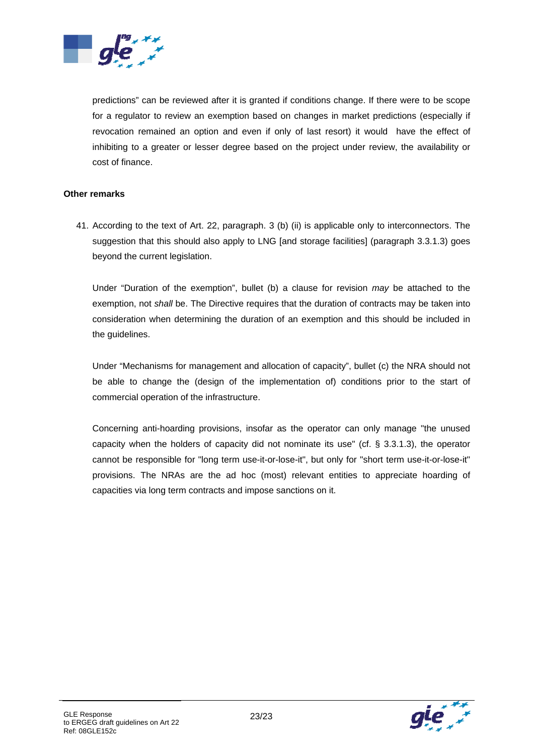predictions" can be reviewed after it is granted if conditions change. If there were to be scope for a regulator to review an exemption based on changes in market predictions (especially if revocation remained an option and even if only of last resort) it would have the effect of inhibiting to a greater or lesser degree based on the project under review, the availability or cost of finance.

**Other remarks**

41. According to the text of Art. 22, paragraph. 3 (b) (ii) is applicable only to interconnectors. The suggestion that this should also apply to LNG [and storage facilities] (paragraph 3.3.1.3) goes beyond the current legislation.

    Under "Duration of the exemption", bullet (b) a clause for revision *may* be attached to the exemption, not *shall* be. The Directive requires that the duration of contracts may be taken into consideration when determining the duration of an exemption and this should be included in the guidelines.

    Under "Mechanisms for management and allocation of capacity", bullet (c) the NRA should not be able to change the (design of the implementation of) conditions prior to the start of commercial operation of the infrastructure.

    Concerning anti-hoarding provisions, insofar as the operator can only manage "the unused capacity when the holders of capacity did not nominate its use" (cf. § 3.3.1.3), the operator cannot be responsible for "long term use-it-or-lose-it", but only for "short term use-it-or-lose-it" provisions. The NRAs are the ad hoc (most) relevant entities to appreciate hoarding of capacities via long term contracts and impose sanctions on it.